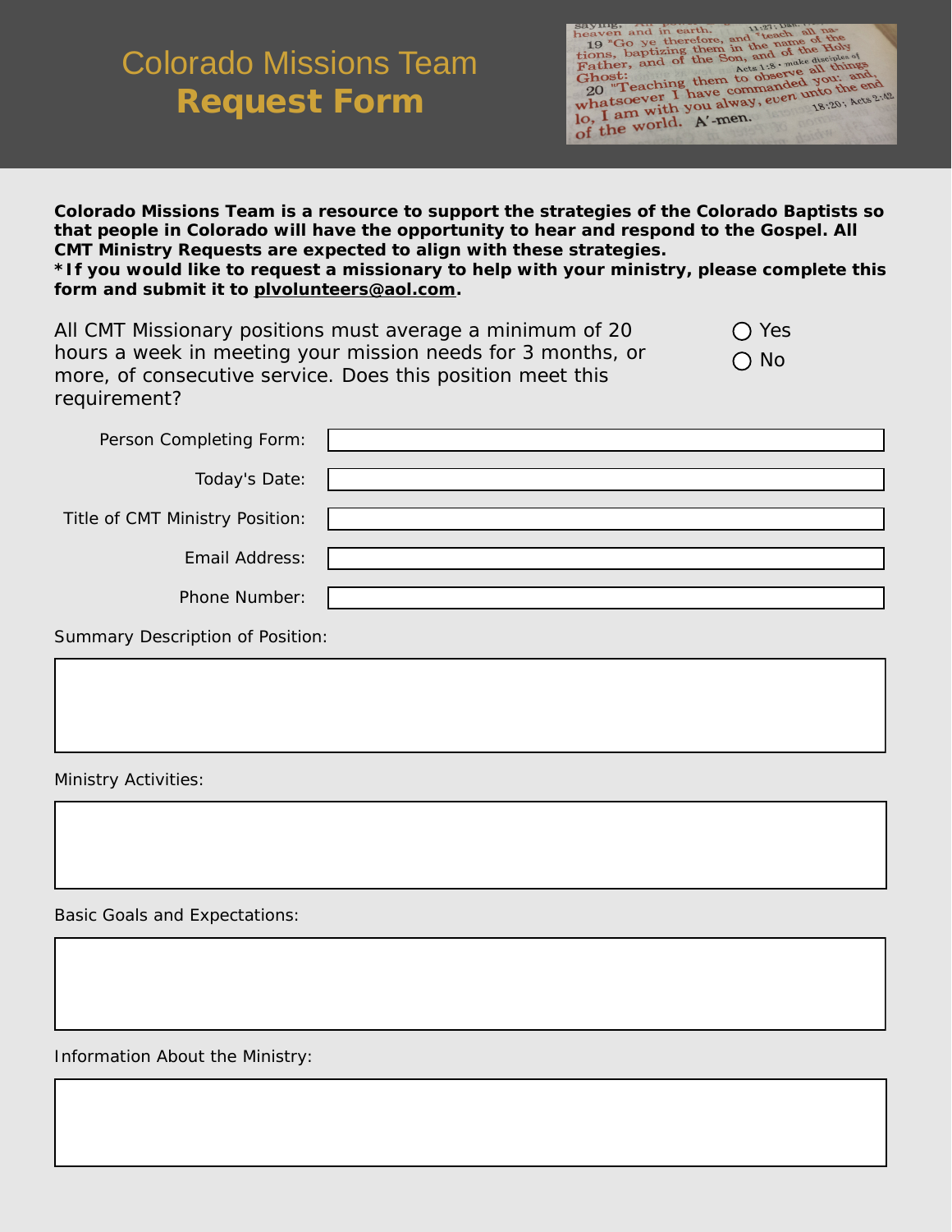# Colorado Missions Team
# **Request Form**

**Colorado Missions Team is a resource to support the strategies of the Colorado Baptists so that people in Colorado will have the opportunity to hear and respond to the Gospel. All CMT Ministry Requests are expected to align with these strategies.**
**\*If you would like to request a missionary to help with your ministry, please complete this form and submit it to plvolunteers@aol.com.**

All CMT Missionary positions must average a minimum of 20 hours a week in meeting your mission needs for 3 months, or more, of consecutive service. Does this position meet this requirement?

- ○ Yes
- ○ No

Person Completing Form: \_\_\_\_\_\_\_\_\_\_\_\_\_\_\_\_

Today's Date: \_\_\_\_\_\_\_\_\_\_\_\_\_\_\_\_

Title of CMT Ministry Position: \_\_\_\_\_\_\_\_\_\_\_\_\_\_\_\_

Email Address: \_\_\_\_\_\_\_\_\_\_\_\_\_\_\_\_

Phone Number: \_\_\_\_\_\_\_\_\_\_\_\_\_\_\_\_

Summary Description of Position:

Ministry Activities:

Basic Goals and Expectations:

Information About the Ministry: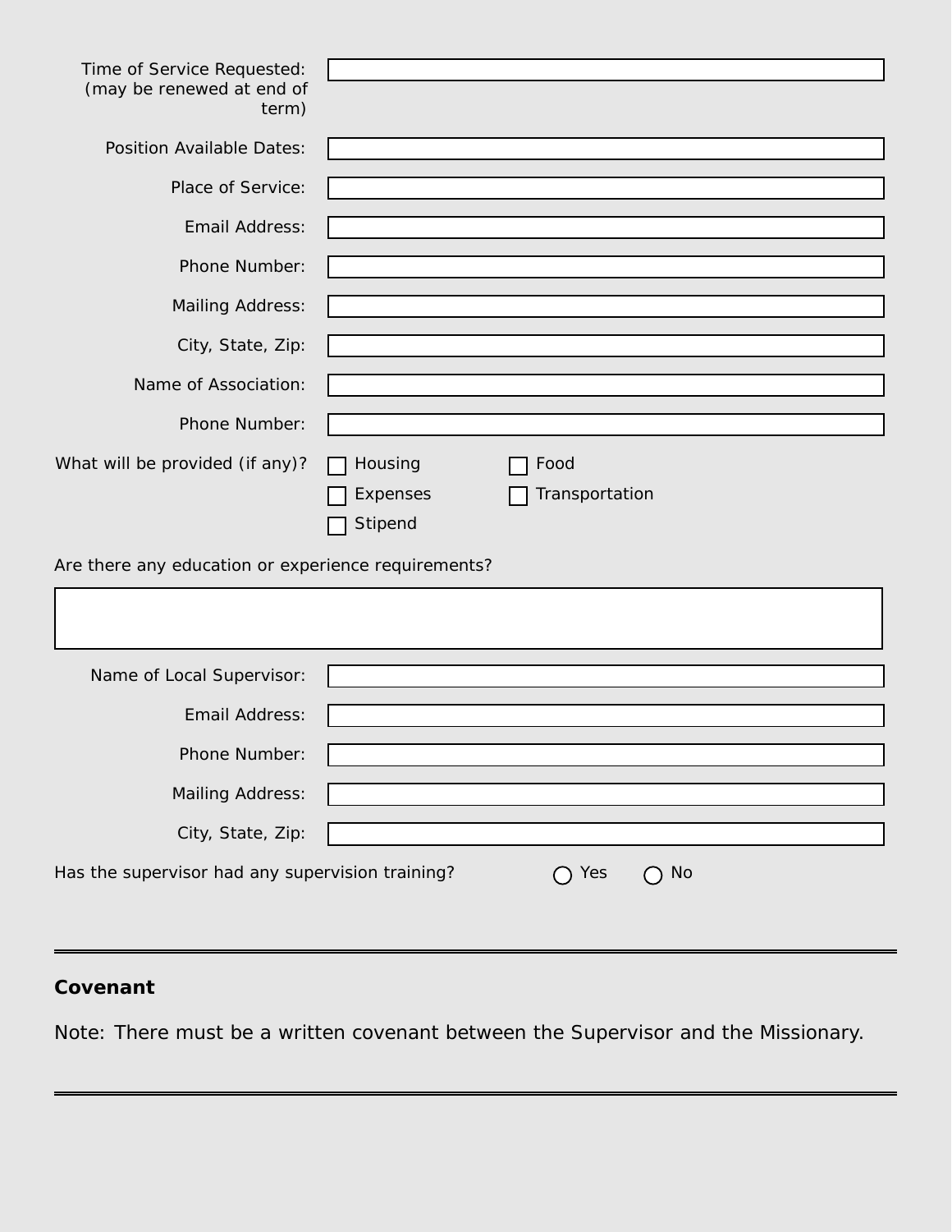Time of Service Requested: (may be renewed at end of term):

Position Available Dates:

Place of Service:

Email Address:

Phone Number:

Mailing Address:

City, State, Zip:

Name of Association:

Phone Number:

What will be provided (if any)?

- ☐ Housing
- ☐ Food
- ☐ Expenses
- ☐ Transportation
- ☐ Stipend

Are there any education or experience requirements?

Name of Local Supervisor:

Email Address:

Phone Number:

Mailing Address:

City, State, Zip:

Has the supervisor had any supervision training? ○ Yes ○ No

---

**Covenant**

Note: There must be a written covenant between the Supervisor and the Missionary.

---